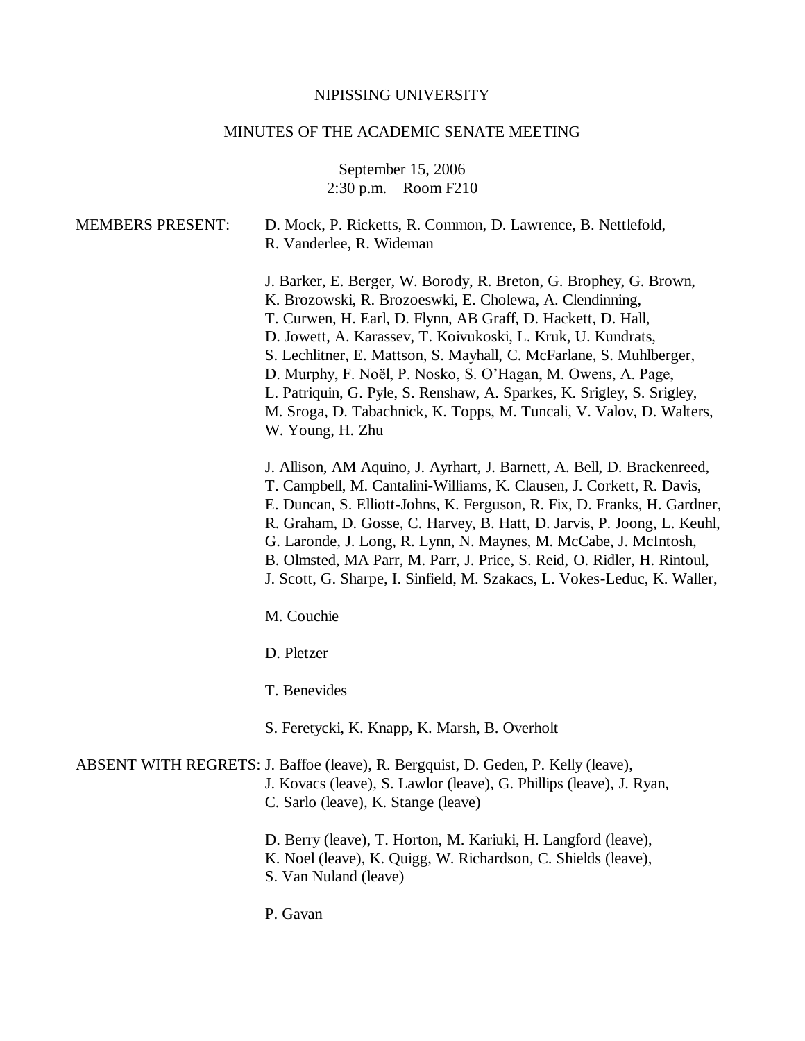NIPISSING UNIVERSITY

MINUTES OF THE ACADEMIC SENATE MEETING

September 15, 2006
2:30 p.m. – Room F210

MEMBERS PRESENT:

D. Mock, P. Ricketts, R. Common, D. Lawrence, B. Nettlefold, R. Vanderlee, R. Wideman

J. Barker, E. Berger, W. Borody, R. Breton, G. Brophey, G. Brown, K. Brozowski, R. Brozoeswki, E. Cholewa, A. Clendinning, T. Curwen, H. Earl, D. Flynn, AB Graff, D. Hackett, D. Hall, D. Jowett, A. Karassev, T. Koivukoski, L. Kruk, U. Kundrats, S. Lechlitner, E. Mattson, S. Mayhall, C. McFarlane, S. Muhlberger, D. Murphy, F. Noël, P. Nosko, S. O'Hagan, M. Owens, A. Page, L. Patriquin, G. Pyle, S. Renshaw, A. Sparkes, K. Srigley, S. Srigley, M. Sroga, D. Tabachnick, K. Topps, M. Tuncali, V. Valov, D. Walters, W. Young, H. Zhu

J. Allison, AM Aquino, J. Ayrhart, J. Barnett, A. Bell, D. Brackenreed, T. Campbell, M. Cantalini-Williams, K. Clausen, J. Corkett, R. Davis, E. Duncan, S. Elliott-Johns, K. Ferguson, R. Fix, D. Franks, H. Gardner, R. Graham, D. Gosse, C. Harvey, B. Hatt, D. Jarvis, P. Joong, L. Keuhl, G. Laronde, J. Long, R. Lynn, N. Maynes, M. McCabe, J. McIntosh, B. Olmsted, MA Parr, M. Parr, J. Price, S. Reid, O. Ridler, H. Rintoul, J. Scott, G. Sharpe, I. Sinfield, M. Szakacs, L. Vokes-Leduc, K. Waller,

M. Couchie

D. Pletzer

T. Benevides

S. Feretycki, K. Knapp, K. Marsh, B. Overholt

ABSENT WITH REGRETS:

J. Baffoe (leave), R. Bergquist, D. Geden, P. Kelly (leave), J. Kovacs (leave), S. Lawlor (leave), G. Phillips (leave), J. Ryan, C. Sarlo (leave), K. Stange (leave)

D. Berry (leave), T. Horton, M. Kariuki, H. Langford (leave), K. Noel (leave), K. Quigg, W. Richardson, C. Shields (leave), S. Van Nuland (leave)

P. Gavan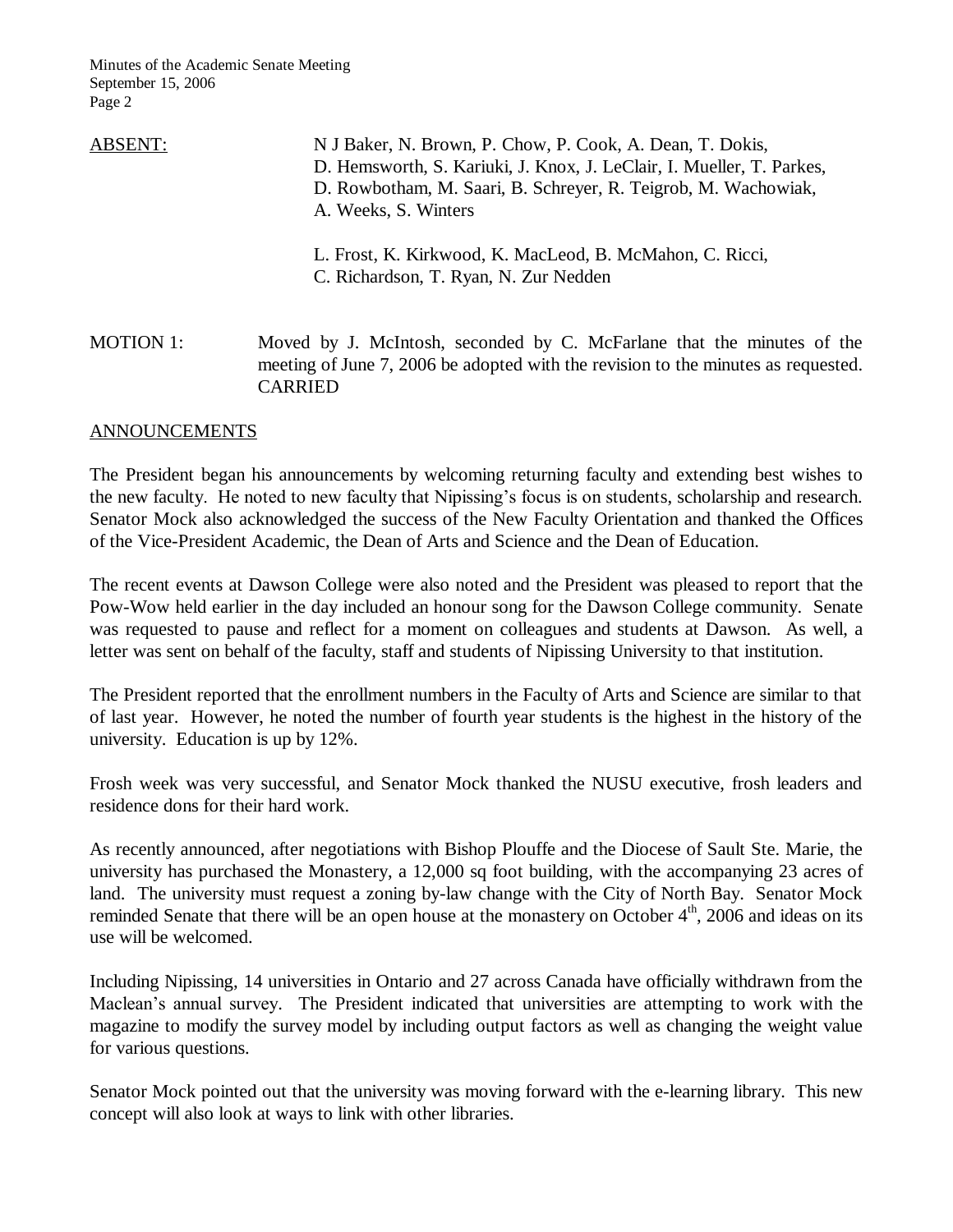ABSENT: N J Baker, N. Brown, P. Chow, P. Cook, A. Dean, T. Dokis, D. Hemsworth, S. Kariuki, J. Knox, J. LeClair, I. Mueller, T. Parkes, D. Rowbotham, M. Saari, B. Schreyer, R. Teigrob, M. Wachowiak, A. Weeks, S. Winters

L. Frost, K. Kirkwood, K. MacLeod, B. McMahon, C. Ricci, C. Richardson, T. Ryan, N. Zur Nedden

MOTION 1: Moved by J. McIntosh, seconded by C. McFarlane that the minutes of the meeting of June 7, 2006 be adopted with the revision to the minutes as requested. CARRIED

## ANNOUNCEMENTS

The President began his announcements by welcoming returning faculty and extending best wishes to the new faculty. He noted to new faculty that Nipissing's focus is on students, scholarship and research. Senator Mock also acknowledged the success of the New Faculty Orientation and thanked the Offices of the Vice-President Academic, the Dean of Arts and Science and the Dean of Education.

The recent events at Dawson College were also noted and the President was pleased to report that the Pow-Wow held earlier in the day included an honour song for the Dawson College community. Senate was requested to pause and reflect for a moment on colleagues and students at Dawson. As well, a letter was sent on behalf of the faculty, staff and students of Nipissing University to that institution.

The President reported that the enrollment numbers in the Faculty of Arts and Science are similar to that of last year. However, he noted the number of fourth year students is the highest in the history of the university. Education is up by 12%.

Frosh week was very successful, and Senator Mock thanked the NUSU executive, frosh leaders and residence dons for their hard work.

As recently announced, after negotiations with Bishop Plouffe and the Diocese of Sault Ste. Marie, the university has purchased the Monastery, a 12,000 sq foot building, with the accompanying 23 acres of land. The university must request a zoning by-law change with the City of North Bay. Senator Mock reminded Senate that there will be an open house at the monastery on October 4th, 2006 and ideas on its use will be welcomed.

Including Nipissing, 14 universities in Ontario and 27 across Canada have officially withdrawn from the Maclean's annual survey. The President indicated that universities are attempting to work with the magazine to modify the survey model by including output factors as well as changing the weight value for various questions.

Senator Mock pointed out that the university was moving forward with the e-learning library. This new concept will also look at ways to link with other libraries.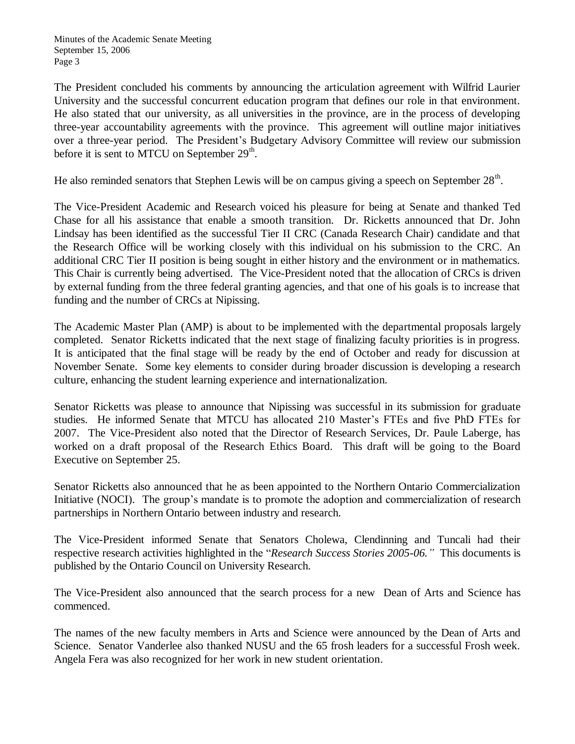The President concluded his comments by announcing the articulation agreement with Wilfrid Laurier University and the successful concurrent education program that defines our role in that environment. He also stated that our university, as all universities in the province, are in the process of developing three-year accountability agreements with the province. This agreement will outline major initiatives over a three-year period. The President's Budgetary Advisory Committee will review our submission before it is sent to MTCU on September 29th.

He also reminded senators that Stephen Lewis will be on campus giving a speech on September 28th.

The Vice-President Academic and Research voiced his pleasure for being at Senate and thanked Ted Chase for all his assistance that enable a smooth transition. Dr. Ricketts announced that Dr. John Lindsay has been identified as the successful Tier II CRC (Canada Research Chair) candidate and that the Research Office will be working closely with this individual on his submission to the CRC. An additional CRC Tier II position is being sought in either history and the environment or in mathematics. This Chair is currently being advertised. The Vice-President noted that the allocation of CRCs is driven by external funding from the three federal granting agencies, and that one of his goals is to increase that funding and the number of CRCs at Nipissing.

The Academic Master Plan (AMP) is about to be implemented with the departmental proposals largely completed. Senator Ricketts indicated that the next stage of finalizing faculty priorities is in progress. It is anticipated that the final stage will be ready by the end of October and ready for discussion at November Senate. Some key elements to consider during broader discussion is developing a research culture, enhancing the student learning experience and internationalization.

Senator Ricketts was please to announce that Nipissing was successful in its submission for graduate studies. He informed Senate that MTCU has allocated 210 Master's FTEs and five PhD FTEs for 2007. The Vice-President also noted that the Director of Research Services, Dr. Paule Laberge, has worked on a draft proposal of the Research Ethics Board. This draft will be going to the Board Executive on September 25.

Senator Ricketts also announced that he as been appointed to the Northern Ontario Commercialization Initiative (NOCI). The group's mandate is to promote the adoption and commercialization of research partnerships in Northern Ontario between industry and research.

The Vice-President informed Senate that Senators Cholewa, Clendinning and Tuncali had their respective research activities highlighted in the "*Research Success Stories 2005-06.*" This documents is published by the Ontario Council on University Research.

The Vice-President also announced that the search process for a new Dean of Arts and Science has commenced.

The names of the new faculty members in Arts and Science were announced by the Dean of Arts and Science. Senator Vanderlee also thanked NUSU and the 65 frosh leaders for a successful Frosh week. Angela Fera was also recognized for her work in new student orientation.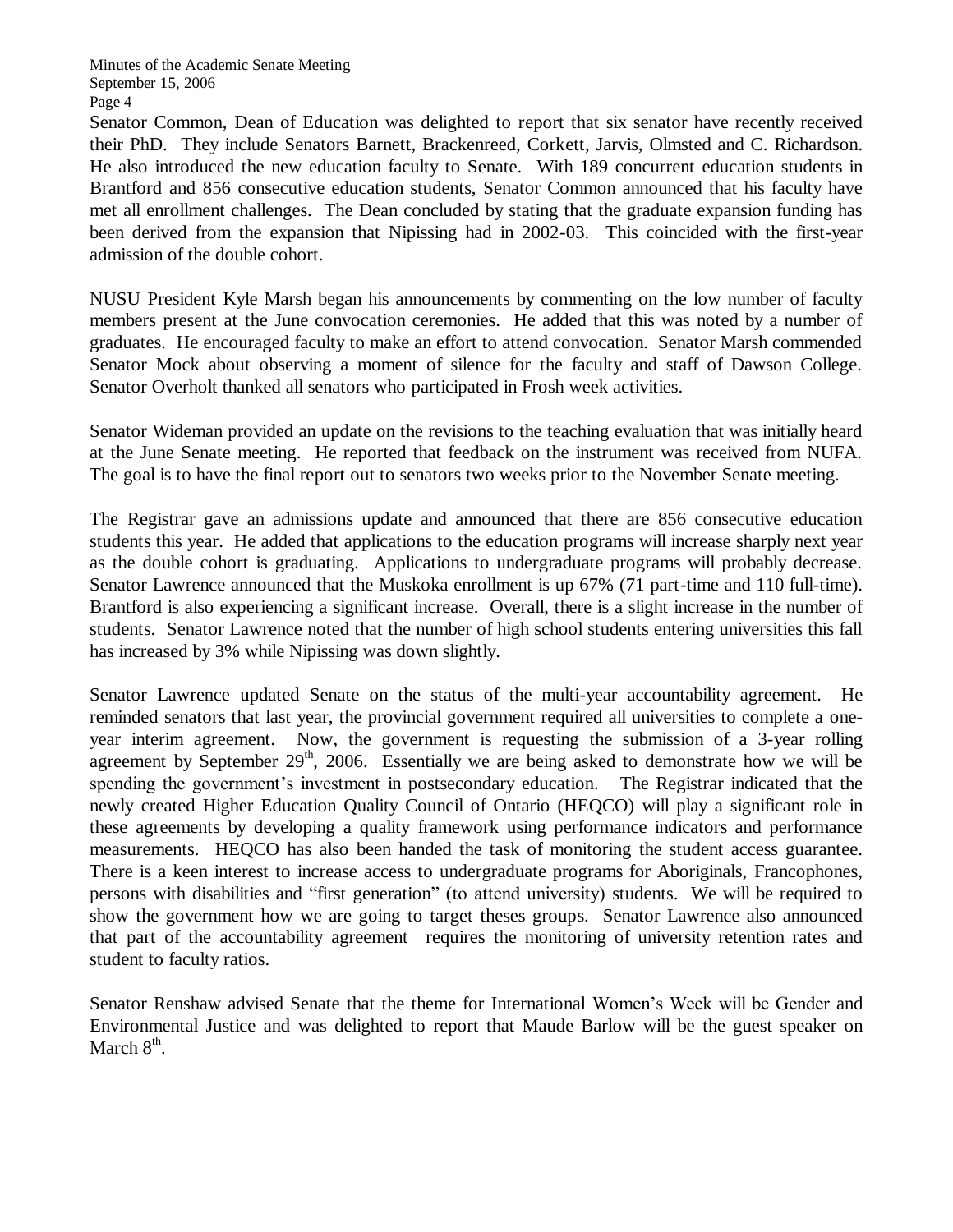Senator Common, Dean of Education was delighted to report that six senator have recently received their PhD. They include Senators Barnett, Brackenreed, Corkett, Jarvis, Olmsted and C. Richardson. He also introduced the new education faculty to Senate. With 189 concurrent education students in Brantford and 856 consecutive education students, Senator Common announced that his faculty have met all enrollment challenges. The Dean concluded by stating that the graduate expansion funding has been derived from the expansion that Nipissing had in 2002-03. This coincided with the first-year admission of the double cohort.

NUSU President Kyle Marsh began his announcements by commenting on the low number of faculty members present at the June convocation ceremonies. He added that this was noted by a number of graduates. He encouraged faculty to make an effort to attend convocation. Senator Marsh commended Senator Mock about observing a moment of silence for the faculty and staff of Dawson College. Senator Overholt thanked all senators who participated in Frosh week activities.

Senator Wideman provided an update on the revisions to the teaching evaluation that was initially heard at the June Senate meeting. He reported that feedback on the instrument was received from NUFA. The goal is to have the final report out to senators two weeks prior to the November Senate meeting.

The Registrar gave an admissions update and announced that there are 856 consecutive education students this year. He added that applications to the education programs will increase sharply next year as the double cohort is graduating. Applications to undergraduate programs will probably decrease. Senator Lawrence announced that the Muskoka enrollment is up 67% (71 part-time and 110 full-time). Brantford is also experiencing a significant increase. Overall, there is a slight increase in the number of students. Senator Lawrence noted that the number of high school students entering universities this fall has increased by 3% while Nipissing was down slightly.

Senator Lawrence updated Senate on the status of the multi-year accountability agreement. He reminded senators that last year, the provincial government required all universities to complete a one-year interim agreement. Now, the government is requesting the submission of a 3-year rolling agreement by September 29th, 2006. Essentially we are being asked to demonstrate how we will be spending the government's investment in postsecondary education. The Registrar indicated that the newly created Higher Education Quality Council of Ontario (HEQCO) will play a significant role in these agreements by developing a quality framework using performance indicators and performance measurements. HEQCO has also been handed the task of monitoring the student access guarantee. There is a keen interest to increase access to undergraduate programs for Aboriginals, Francophones, persons with disabilities and "first generation" (to attend university) students. We will be required to show the government how we are going to target theses groups. Senator Lawrence also announced that part of the accountability agreement requires the monitoring of university retention rates and student to faculty ratios.

Senator Renshaw advised Senate that the theme for International Women's Week will be Gender and Environmental Justice and was delighted to report that Maude Barlow will be the guest speaker on March 8th.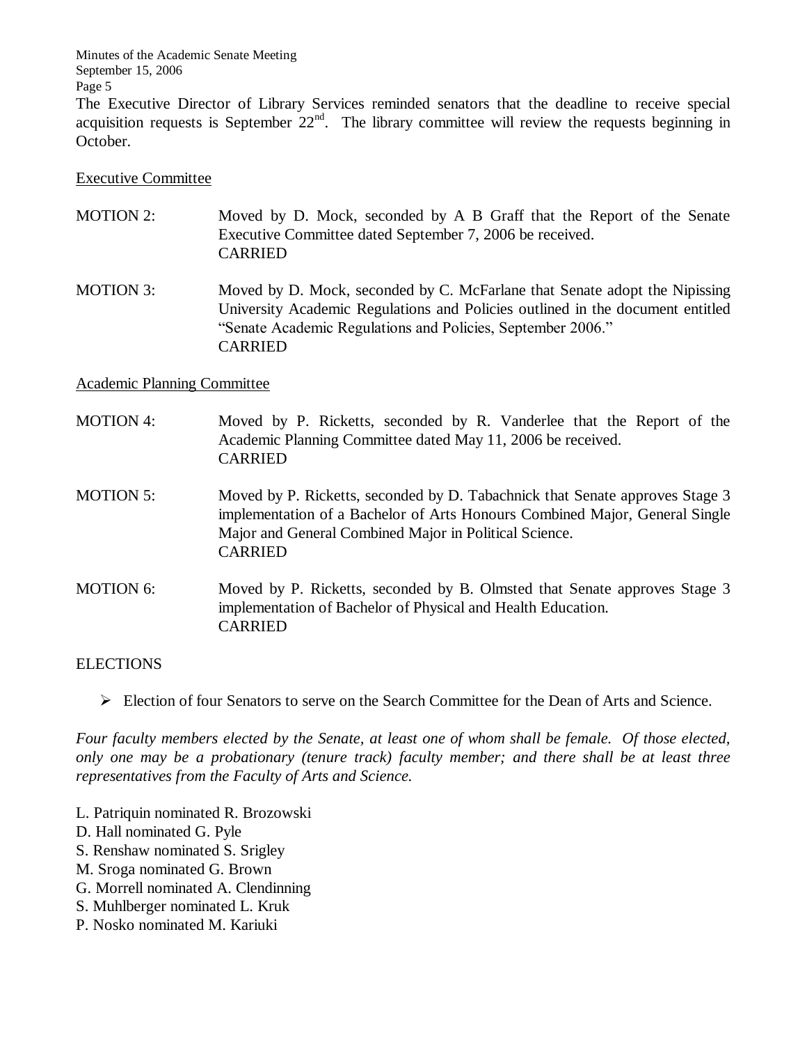The Executive Director of Library Services reminded senators that the deadline to receive special acquisition requests is September 22nd. The library committee will review the requests beginning in October.

Executive Committee

MOTION 2: Moved by D. Mock, seconded by A B Graff that the Report of the Senate Executive Committee dated September 7, 2006 be received.
CARRIED

MOTION 3: Moved by D. Mock, seconded by C. McFarlane that Senate adopt the Nipissing University Academic Regulations and Policies outlined in the document entitled "Senate Academic Regulations and Policies, September 2006."
CARRIED

Academic Planning Committee

MOTION 4: Moved by P. Ricketts, seconded by R. Vanderlee that the Report of the Academic Planning Committee dated May 11, 2006 be received.
CARRIED

MOTION 5: Moved by P. Ricketts, seconded by D. Tabachnick that Senate approves Stage 3 implementation of a Bachelor of Arts Honours Combined Major, General Single Major and General Combined Major in Political Science.
CARRIED

MOTION 6: Moved by P. Ricketts, seconded by B. Olmsted that Senate approves Stage 3 implementation of Bachelor of Physical and Health Education.
CARRIED

ELECTIONS

- Election of four Senators to serve on the Search Committee for the Dean of Arts and Science.

*Four faculty members elected by the Senate, at least one of whom shall be female. Of those elected, only one may be a probationary (tenure track) faculty member; and there shall be at least three representatives from the Faculty of Arts and Science.*

L. Patriquin nominated R. Brozowski
D. Hall nominated G. Pyle
S. Renshaw nominated S. Srigley
M. Sroga nominated G. Brown
G. Morrell nominated A. Clendinning
S. Muhlberger nominated L. Kruk
P. Nosko nominated M. Kariuki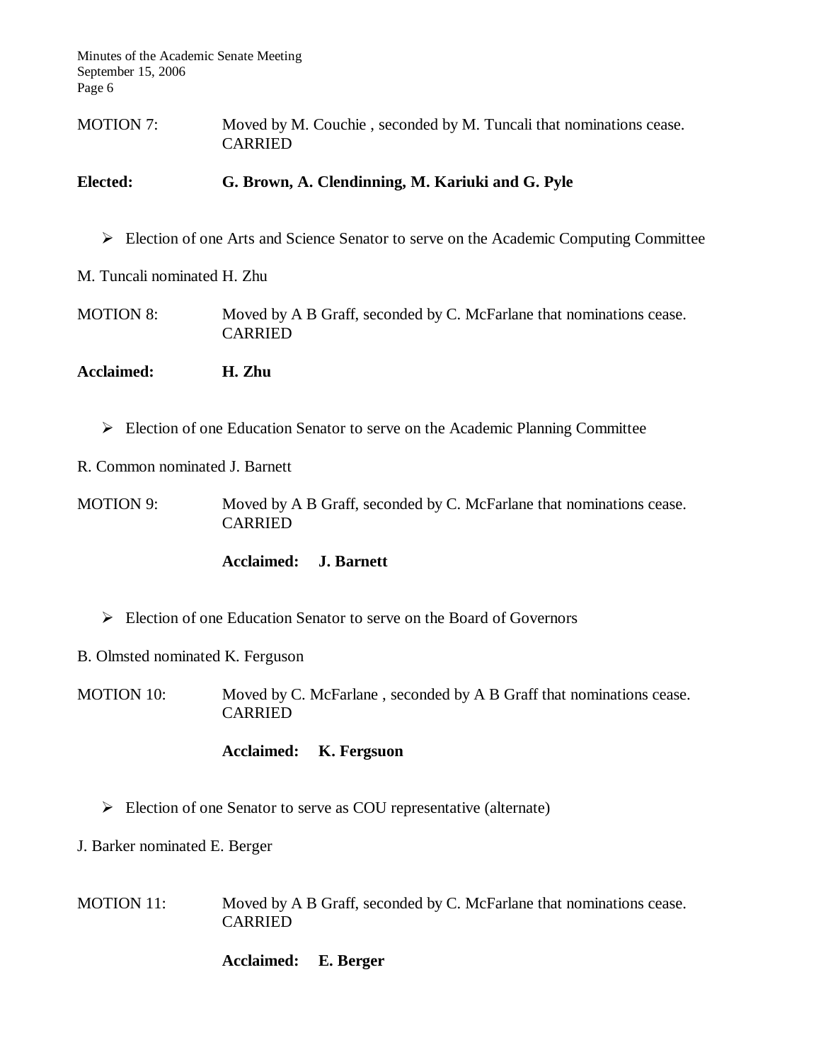MOTION 7: Moved by M. Couchie , seconded by M. Tuncali that nominations cease. CARRIED

**Elected: G. Brown, A. Clendinning, M. Kariuki and G. Pyle**

- Election of one Arts and Science Senator to serve on the Academic Computing Committee

M. Tuncali nominated H. Zhu

MOTION 8: Moved by A B Graff, seconded by C. McFarlane that nominations cease. CARRIED

**Acclaimed: H. Zhu**

- Election of one Education Senator to serve on the Academic Planning Committee

R. Common nominated J. Barnett

MOTION 9: Moved by A B Graff, seconded by C. McFarlane that nominations cease. CARRIED

**Acclaimed: J. Barnett**

- Election of one Education Senator to serve on the Board of Governors

B. Olmsted nominated K. Ferguson

MOTION 10: Moved by C. McFarlane , seconded by A B Graff that nominations cease. CARRIED

**Acclaimed: K. Fergsuon**

- Election of one Senator to serve as COU representative (alternate)

J. Barker nominated E. Berger

MOTION 11: Moved by A B Graff, seconded by C. McFarlane that nominations cease. CARRIED

**Acclaimed: E. Berger**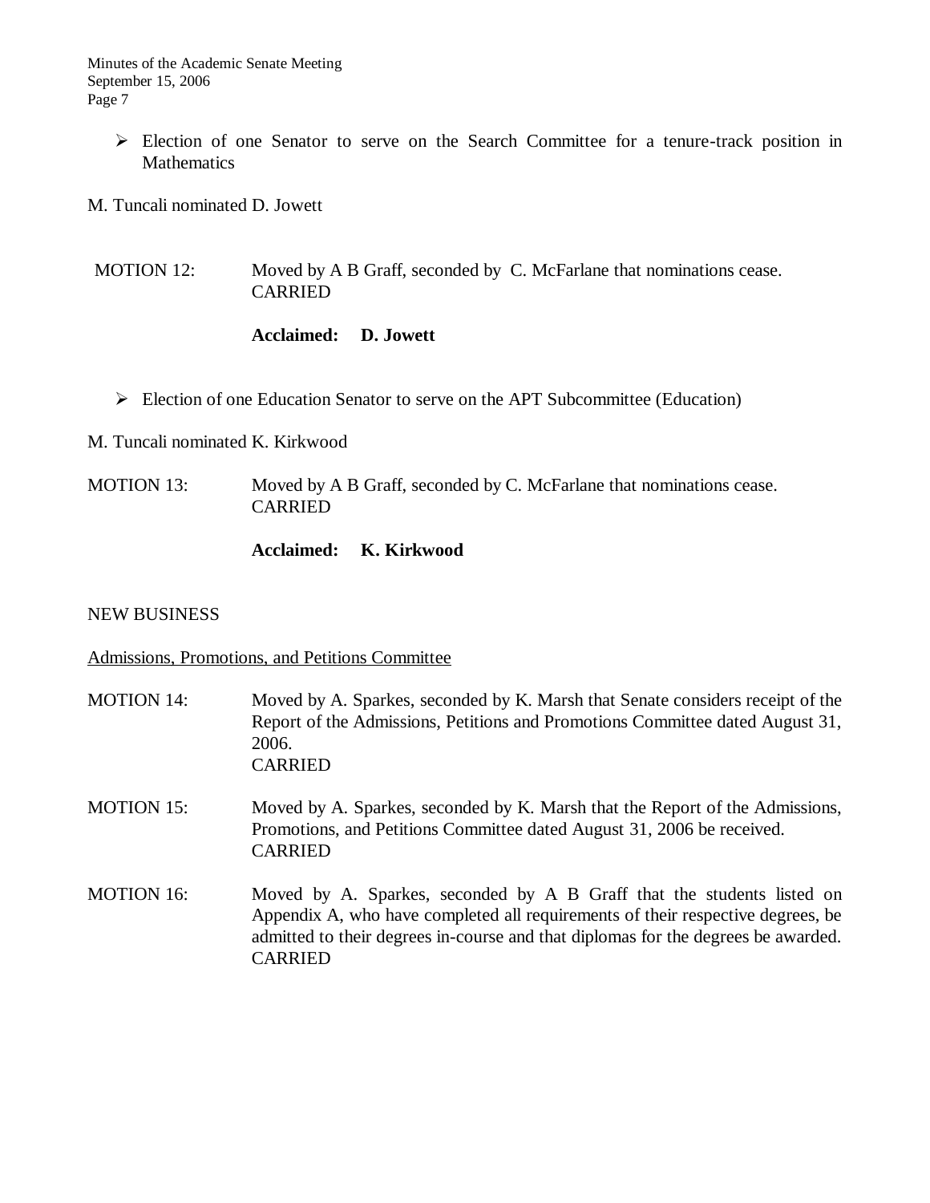- Election of one Senator to serve on the Search Committee for a tenure-track position in Mathematics

M. Tuncali nominated D. Jowett

MOTION 12: Moved by A B Graff, seconded by C. McFarlane that nominations cease.
CARRIED

**Acclaimed: D. Jowett**

- Election of one Education Senator to serve on the APT Subcommittee (Education)

M. Tuncali nominated K. Kirkwood

MOTION 13: Moved by A B Graff, seconded by C. McFarlane that nominations cease.
CARRIED

**Acclaimed: K. Kirkwood**

NEW BUSINESS

<u>Admissions, Promotions, and Petitions Committee</u>

MOTION 14: Moved by A. Sparkes, seconded by K. Marsh that Senate considers receipt of the Report of the Admissions, Petitions and Promotions Committee dated August 31, 2006.
CARRIED

MOTION 15: Moved by A. Sparkes, seconded by K. Marsh that the Report of the Admissions, Promotions, and Petitions Committee dated August 31, 2006 be received.
CARRIED

MOTION 16: Moved by A. Sparkes, seconded by A B Graff that the students listed on Appendix A, who have completed all requirements of their respective degrees, be admitted to their degrees in-course and that diplomas for the degrees be awarded.
CARRIED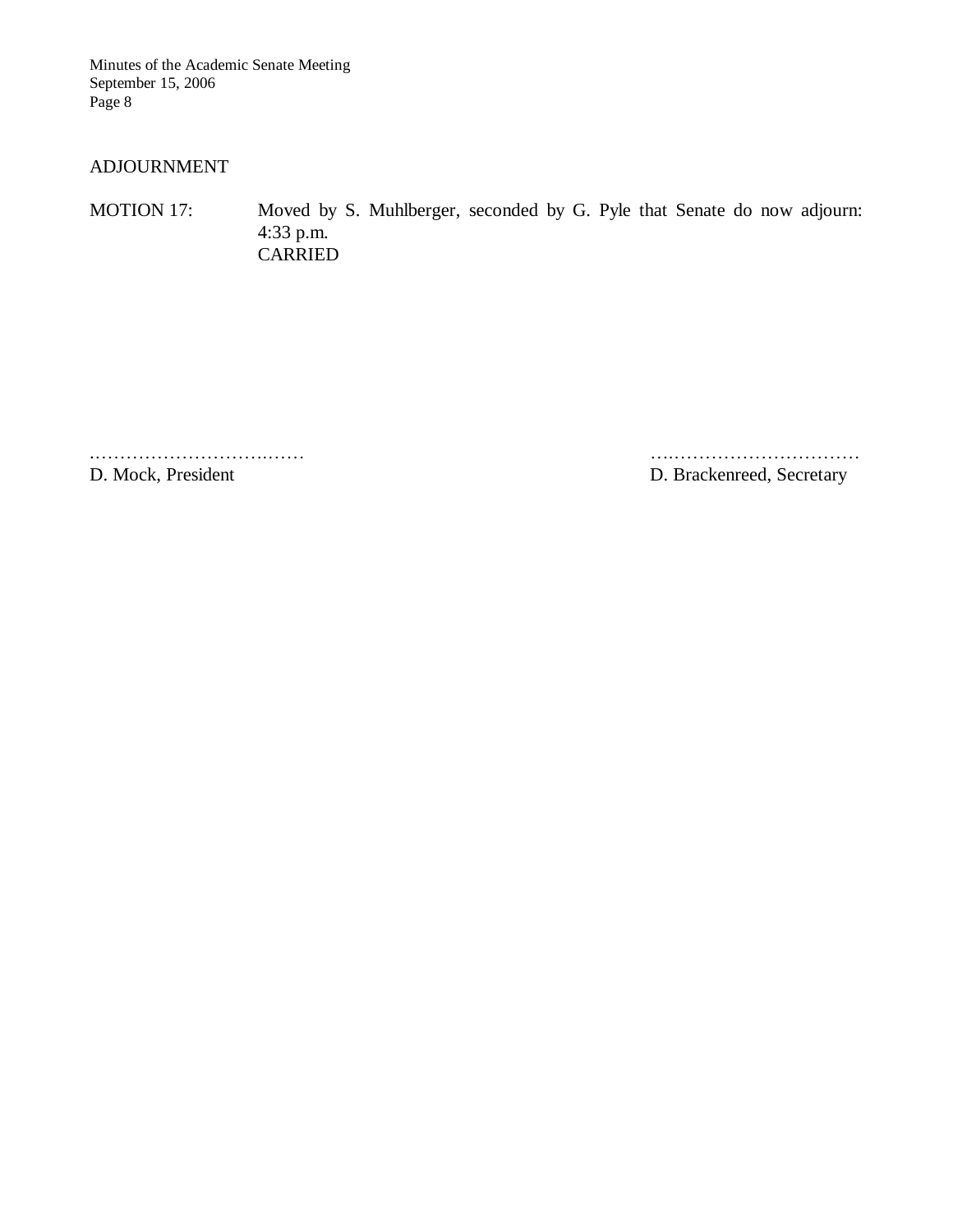## ADJOURNMENT

MOTION 17: Moved by S. Muhlberger, seconded by G. Pyle that Senate do now adjourn: 4:33 p.m.
CARRIED

……………………………       ……………………………
D. Mock, President       D. Brackenreed, Secretary